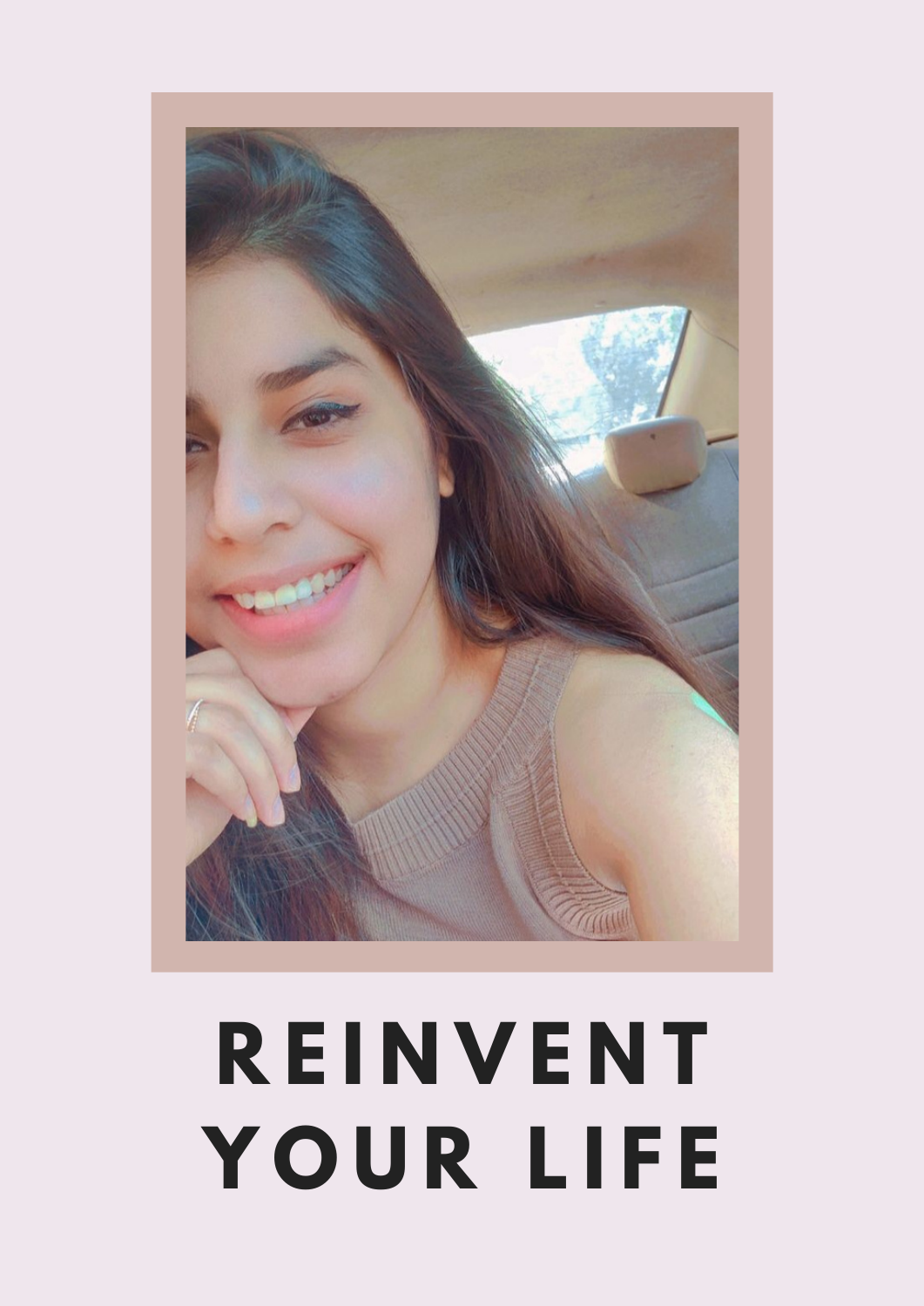# REINVENT YOUR LIFE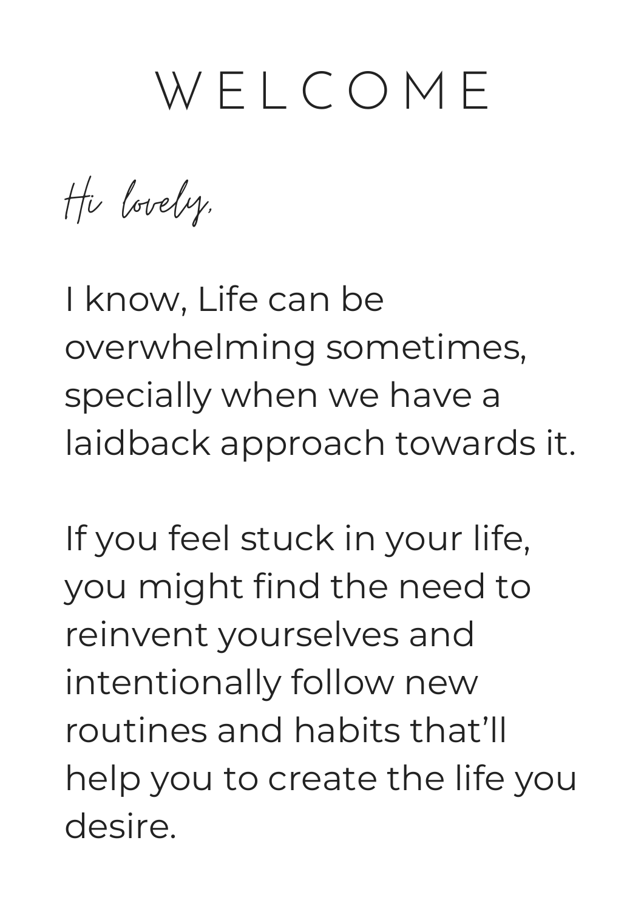# WELCOME

*Hi lovely,*

I know, Life can be overwhelming sometimes, specially when we have a laidback approach towards it.

If you feel stuck in your life, you might find the need to reinvent yourselves and intentionally follow new routines and habits that'll help you to create the life you desire.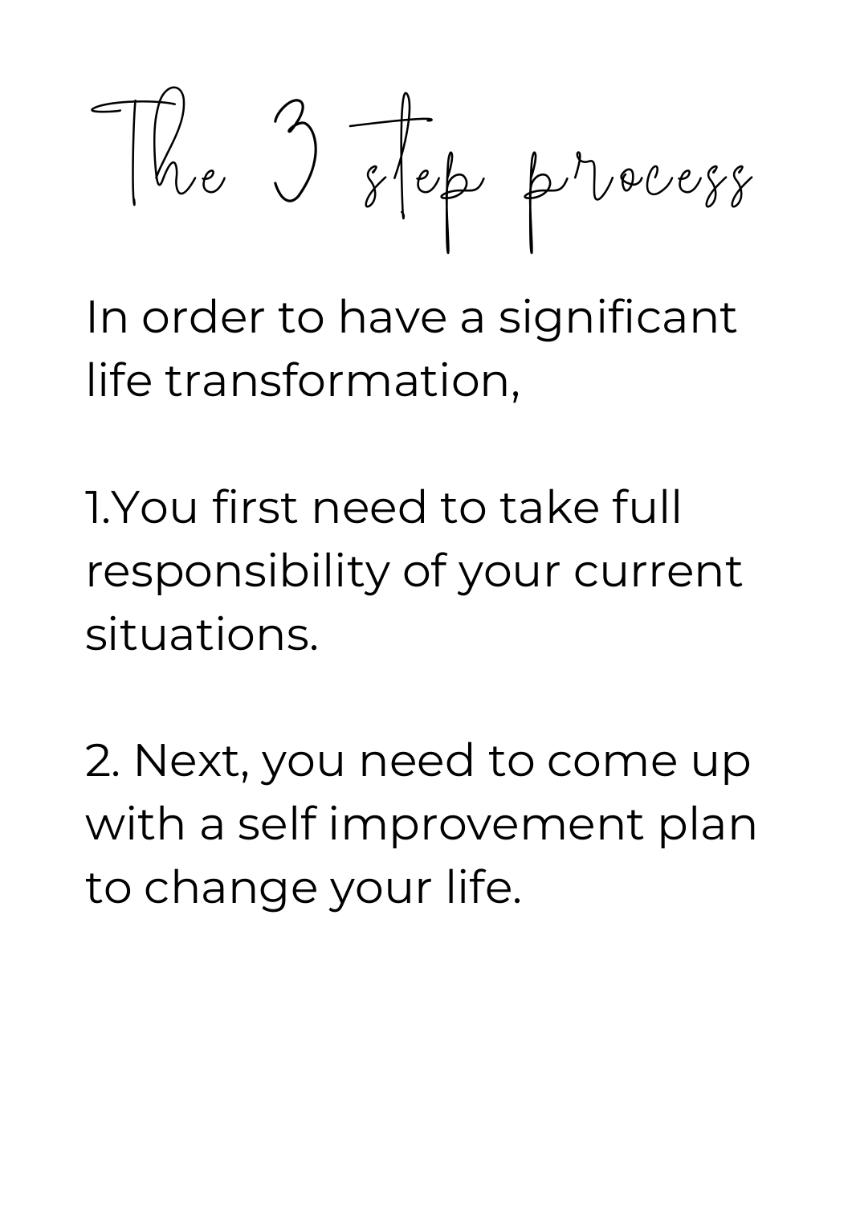# The 3 step process

In order to have a significant life transformation,

1.You first need to take full responsibility of your current situations.

2. Next, you need to come up with a self improvement plan to change your life.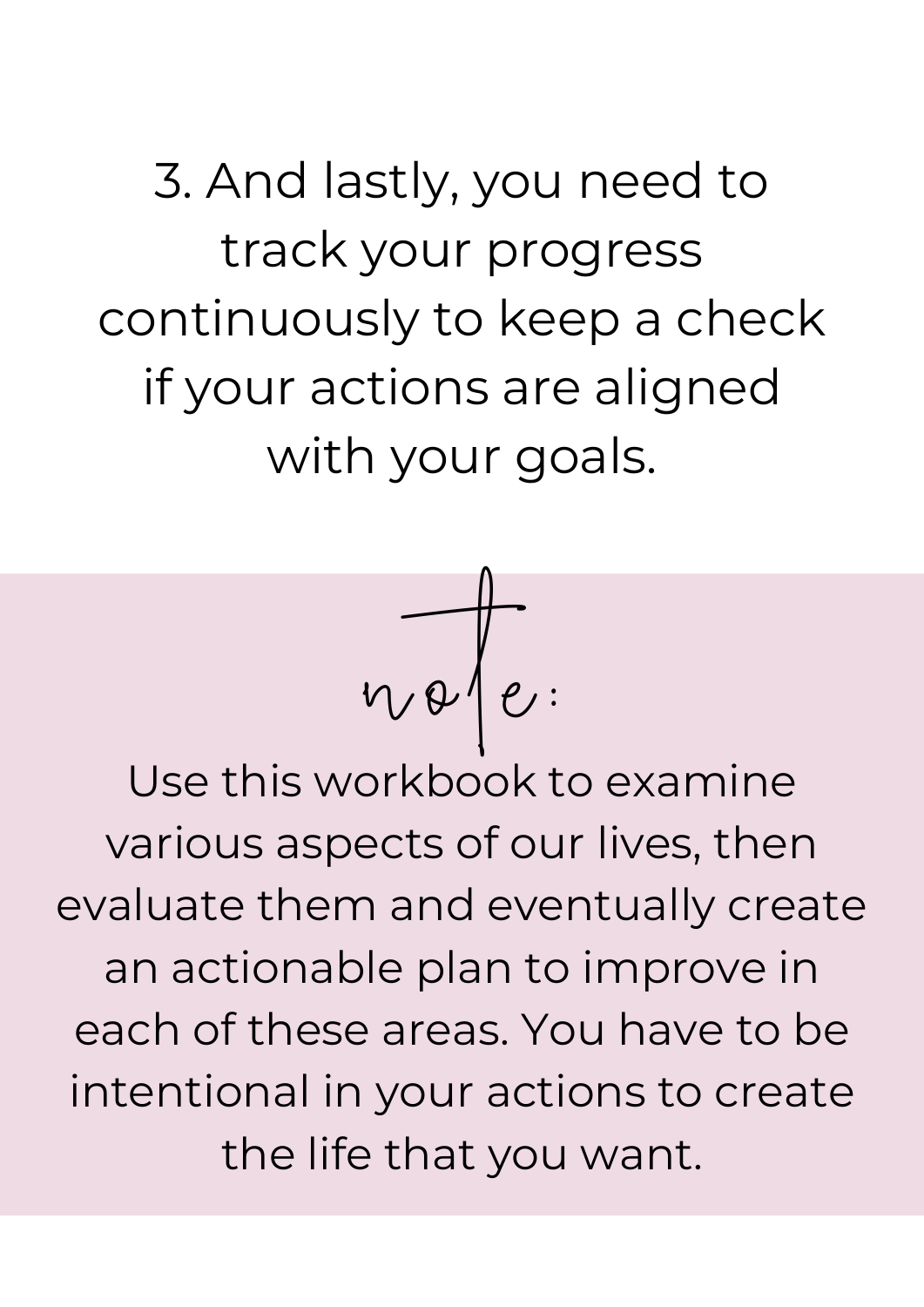3. And lastly, you need to track your progress continuously to keep a check if your actions are aligned with your goals.

*note:*

Use this workbook to examine various aspects of our lives, then evaluate them and eventually create an actionable plan to improve in each of these areas. You have to be intentional in your actions to create the life that you want.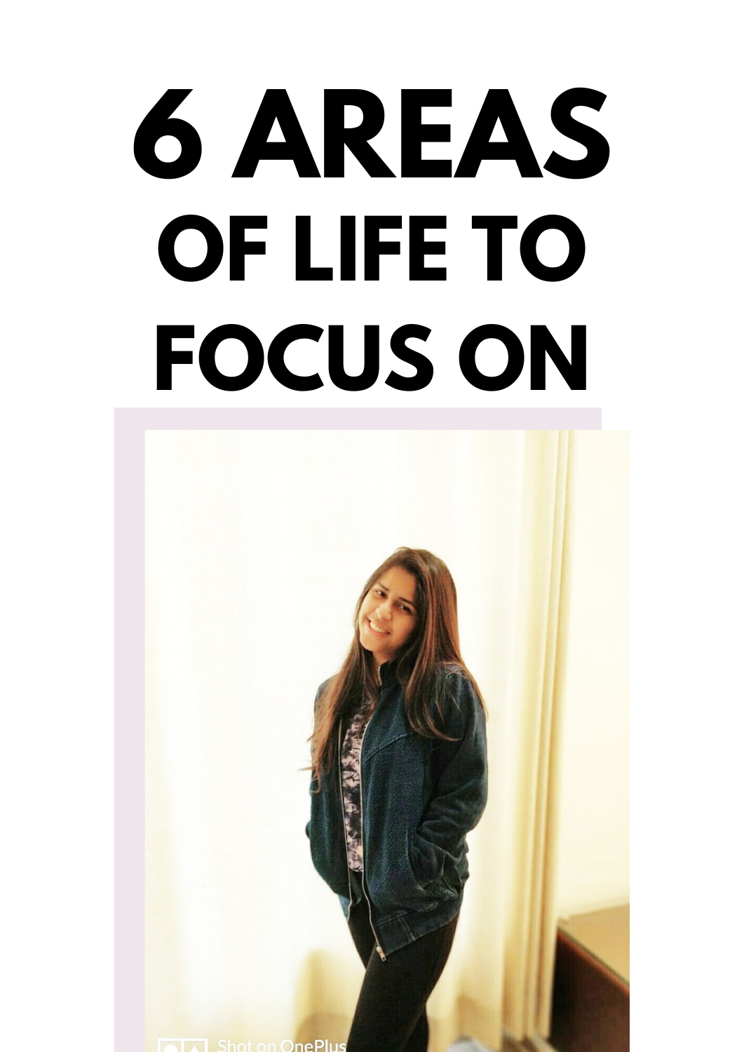# 6 AREAS OF LIFE TO FOCUS ON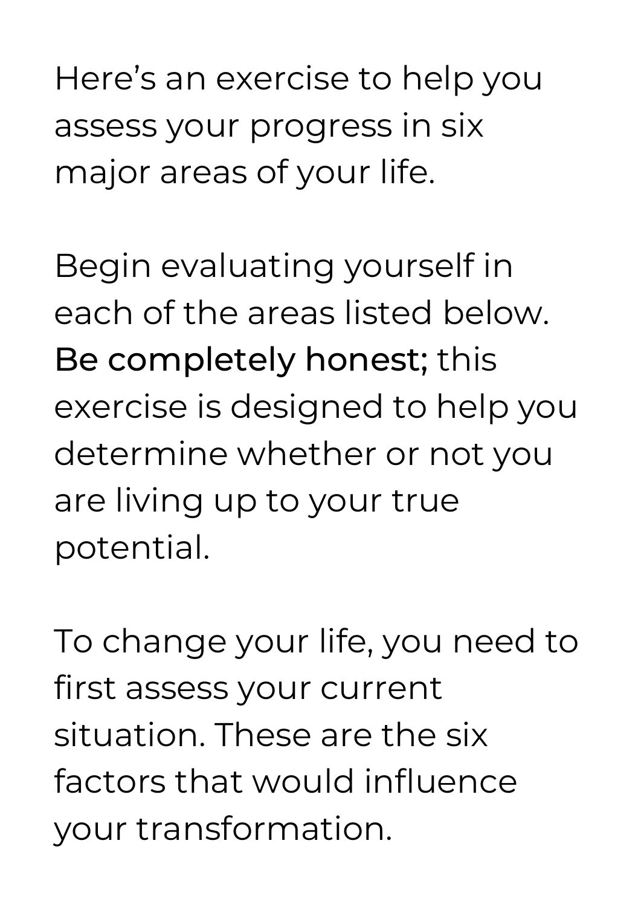Here's an exercise to help you assess your progress in six major areas of your life.

Begin evaluating yourself in each of the areas listed below. **Be completely honest;** this exercise is designed to help you determine whether or not you are living up to your true potential.

To change your life, you need to first assess your current situation. These are the six factors that would influence your transformation.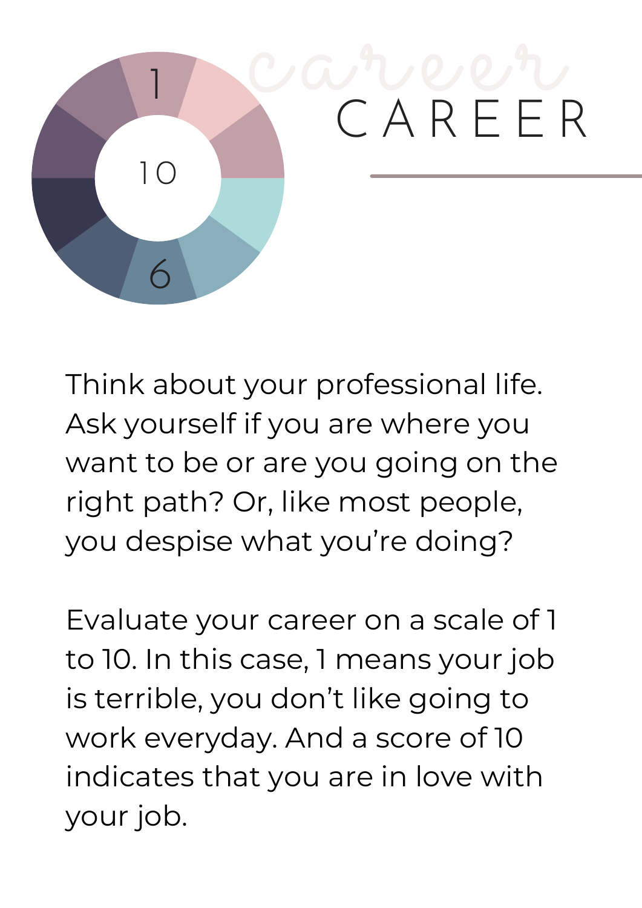# CAREER

Think about your professional life. Ask yourself if you are where you want to be or are you going on the right path? Or, like most people, you despise what you're doing?

Evaluate your career on a scale of 1 to 10. In this case, 1 means your job is terrible, you don't like going to work everyday. And a score of 10 indicates that you are in love with your job.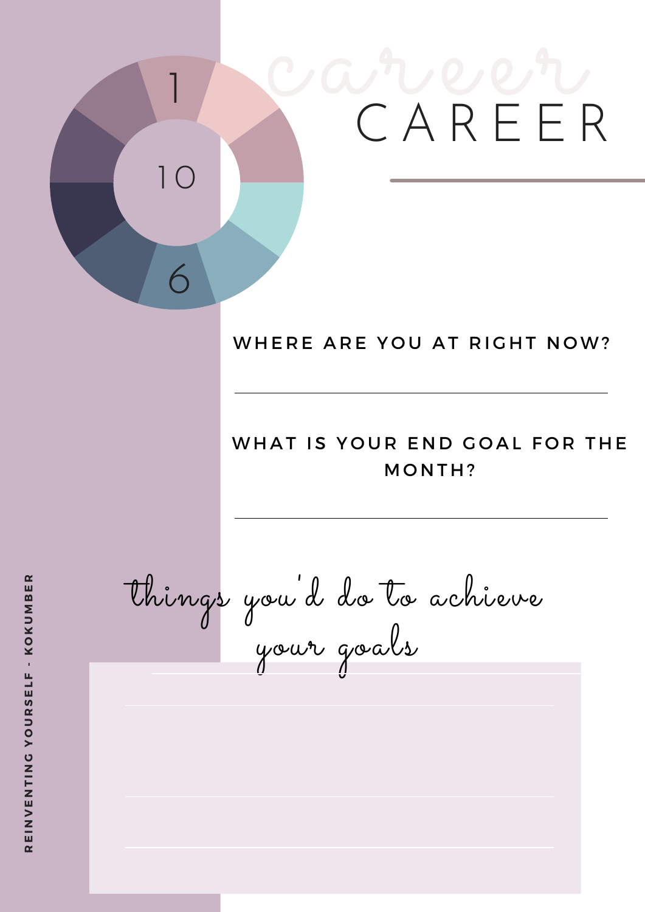1

10

6

# CAREER

WHERE ARE YOU AT RIGHT NOW?

---

WHAT IS YOUR END GOAL FOR THE MONTH?

---

*things you'd do to achieve your goals*

REINVENTING YOURSELF - KOKUMBER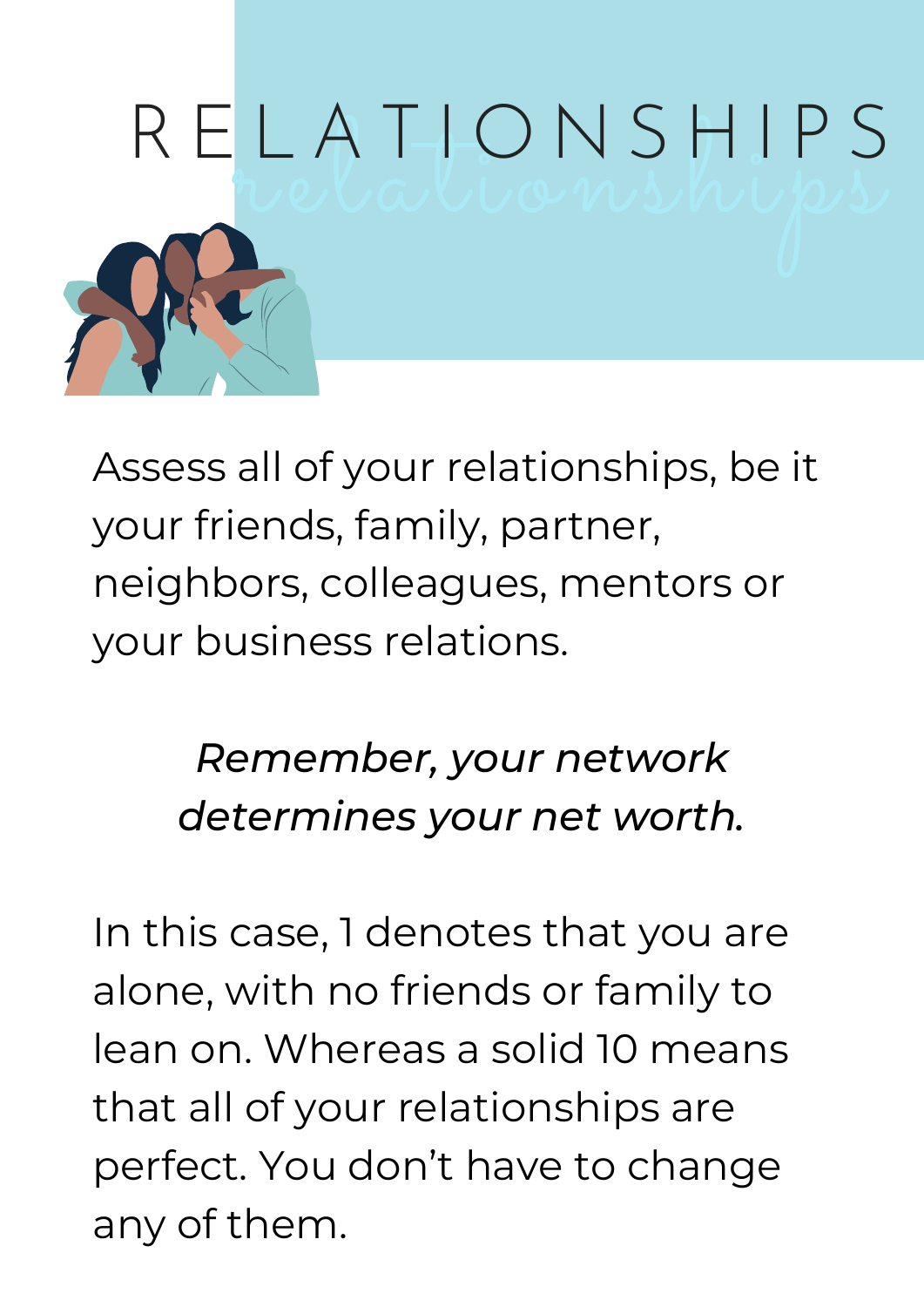# RELATIONSHIPS

Assess all of your relationships, be it your friends, family, partner, neighbors, colleagues, mentors or your business relations.

*Remember, your network determines your net worth.*

In this case, 1 denotes that you are alone, with no friends or family to lean on. Whereas a solid 10 means that all of your relationships are perfect. You don't have to change any of them.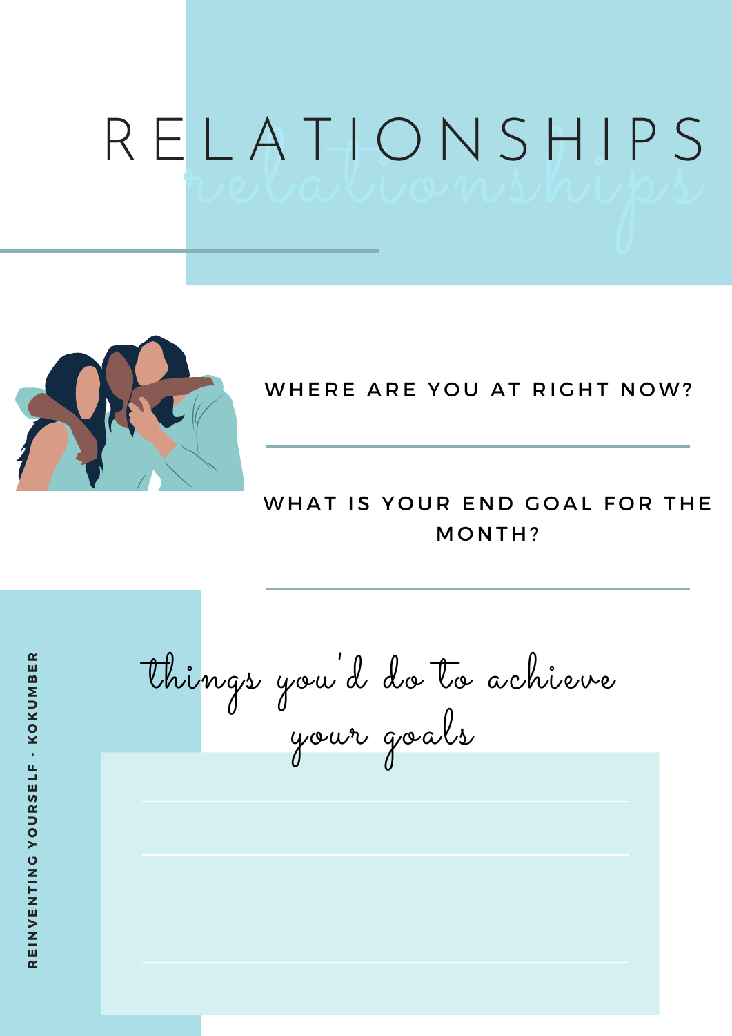# RELATIONSHIPS

WHERE ARE YOU AT RIGHT NOW?

WHAT IS YOUR END GOAL FOR THE MONTH?

*things you'd do to achieve your goals*

REINVENTING YOURSELF - KOKUMBER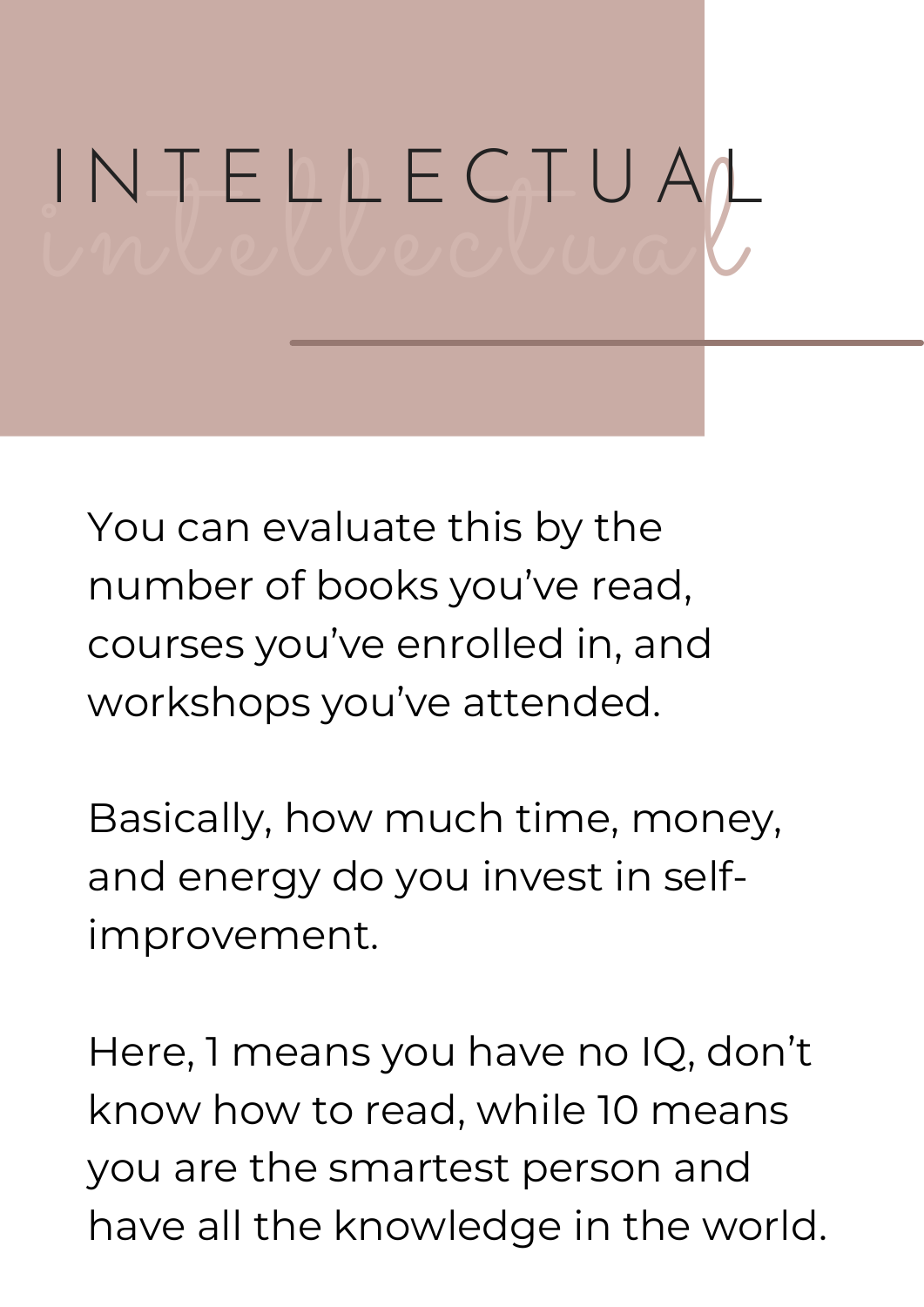# INTELLECTUAL

You can evaluate this by the number of books you've read, courses you've enrolled in, and workshops you've attended.

Basically, how much time, money, and energy do you invest in self-improvement.

Here, 1 means you have no IQ, don't know how to read, while 10 means you are the smartest person and have all the knowledge in the world.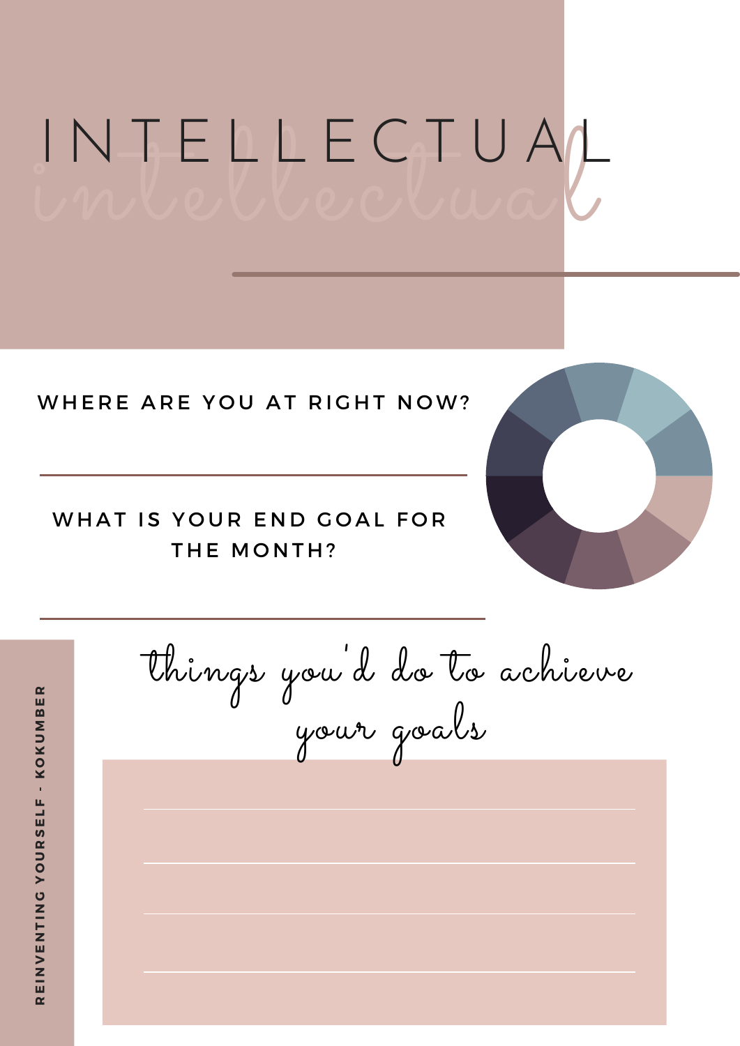# INTELLECTUAL

WHERE ARE YOU AT RIGHT NOW?

WHAT IS YOUR END GOAL FOR THE MONTH?

## things you'd do to achieve your goals

REINVENTING YOURSELF - KOKUMBER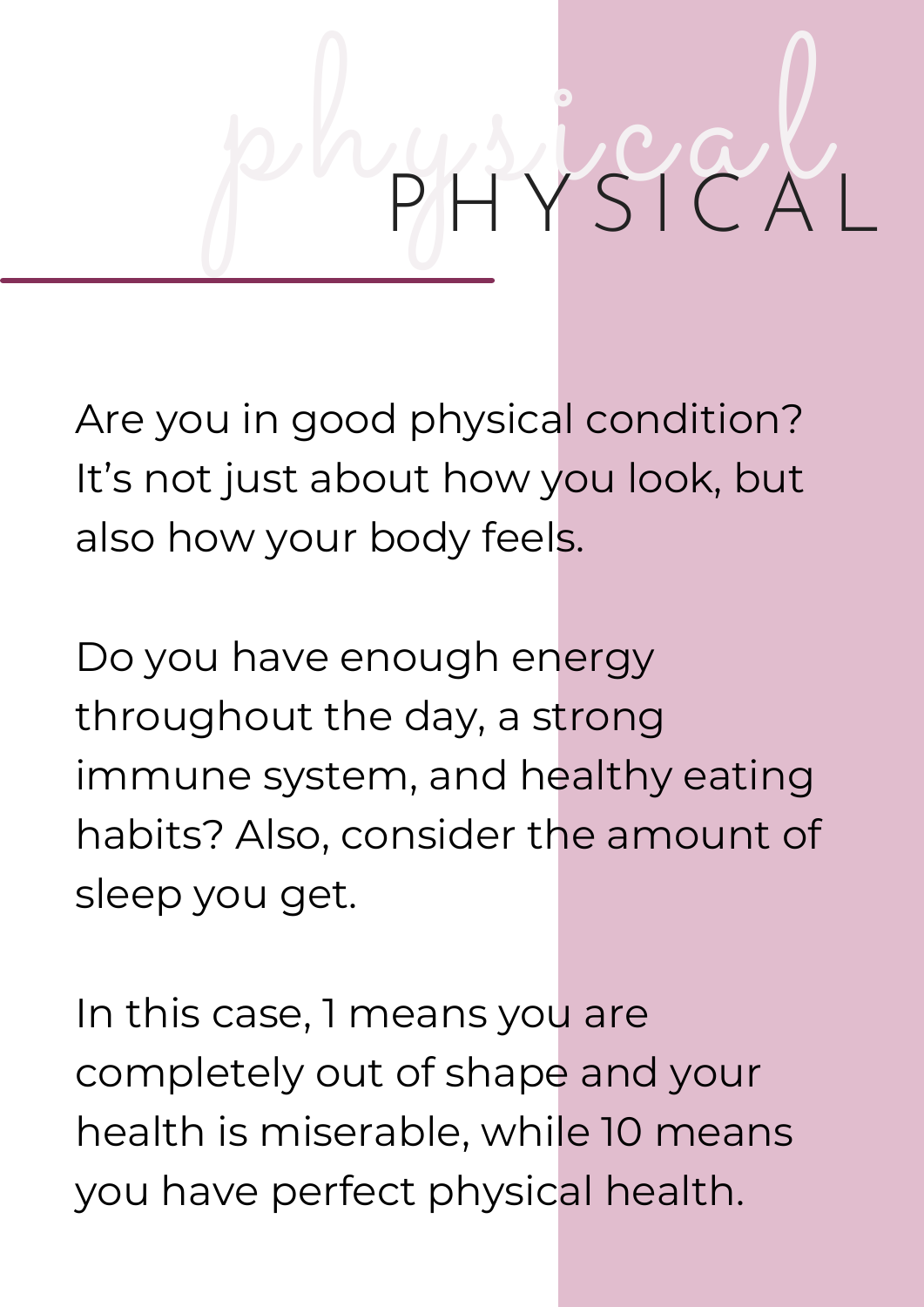# PHYSICAL

Are you in good physical condition? It's not just about how you look, but also how your body feels.

Do you have enough energy throughout the day, a strong immune system, and healthy eating habits? Also, consider the amount of sleep you get.

In this case, 1 means you are completely out of shape and your health is miserable, while 10 means you have perfect physical health.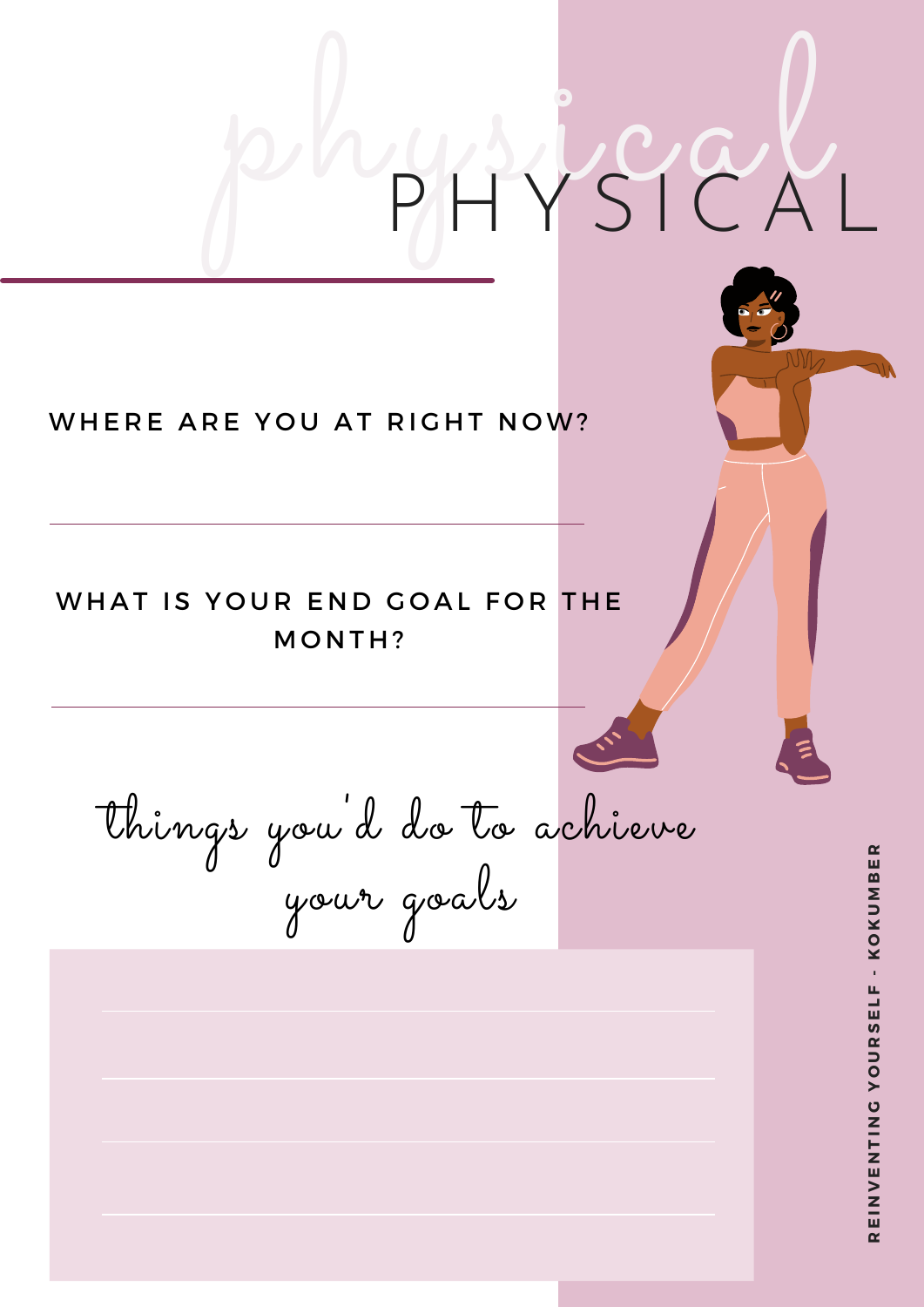# PHYSICAL

WHERE ARE YOU AT RIGHT NOW?

WHAT IS YOUR END GOAL FOR THE MONTH?

*things you'd do to achieve your goals*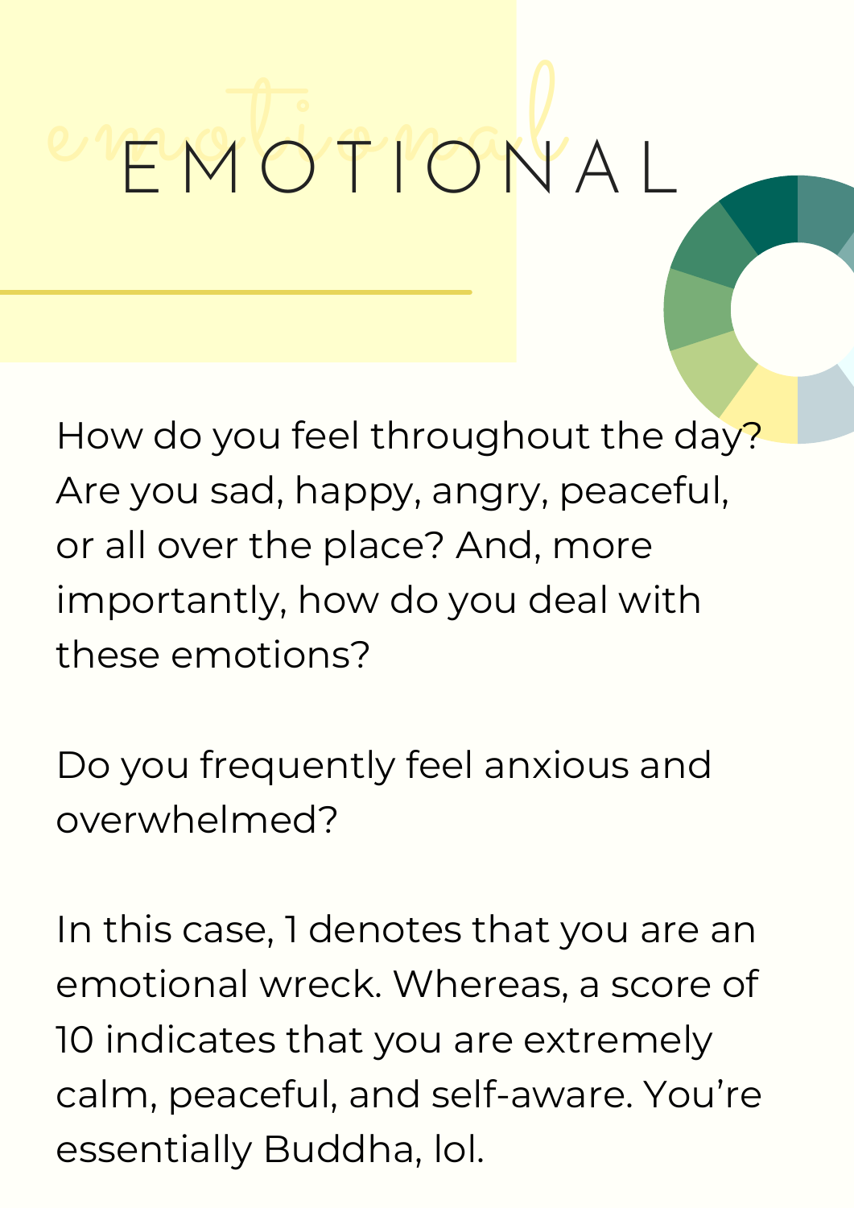# EMOTIONAL

How do you feel throughout the day? Are you sad, happy, angry, peaceful, or all over the place? And, more importantly, how do you deal with these emotions?

Do you frequently feel anxious and overwhelmed?

In this case, 1 denotes that you are an emotional wreck. Whereas, a score of 10 indicates that you are extremely calm, peaceful, and self-aware. You're essentially Buddha, lol.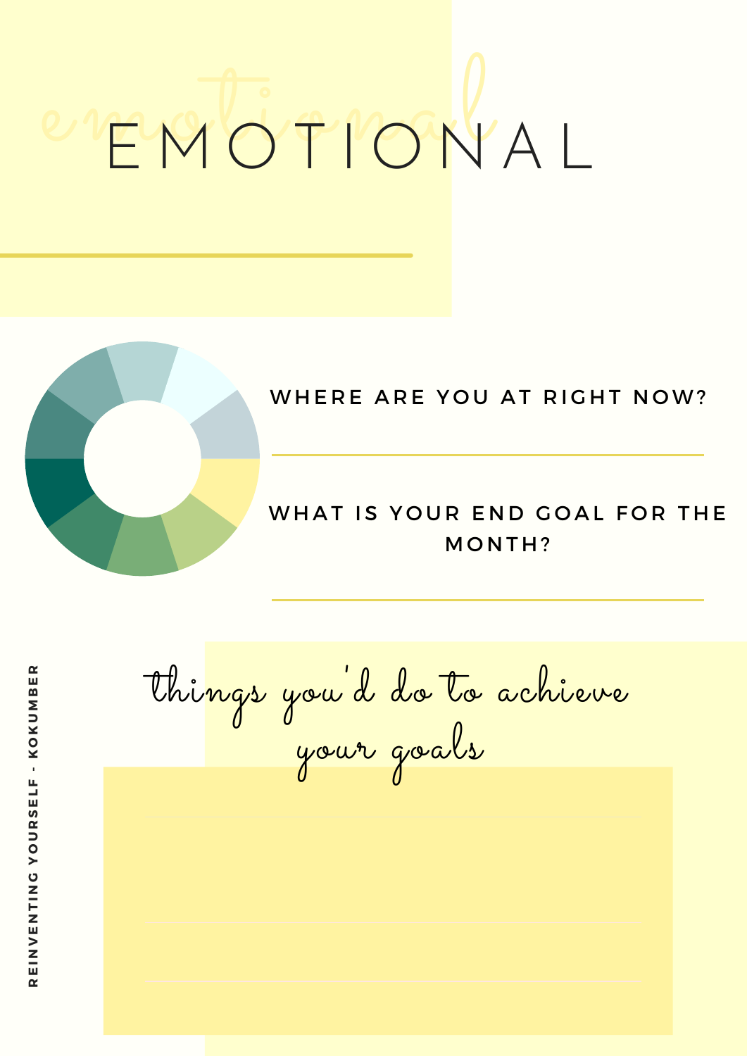# EMOTIONAL

WHERE ARE YOU AT RIGHT NOW?

WHAT IS YOUR END GOAL FOR THE MONTH?

*things you'd do to achieve your goals*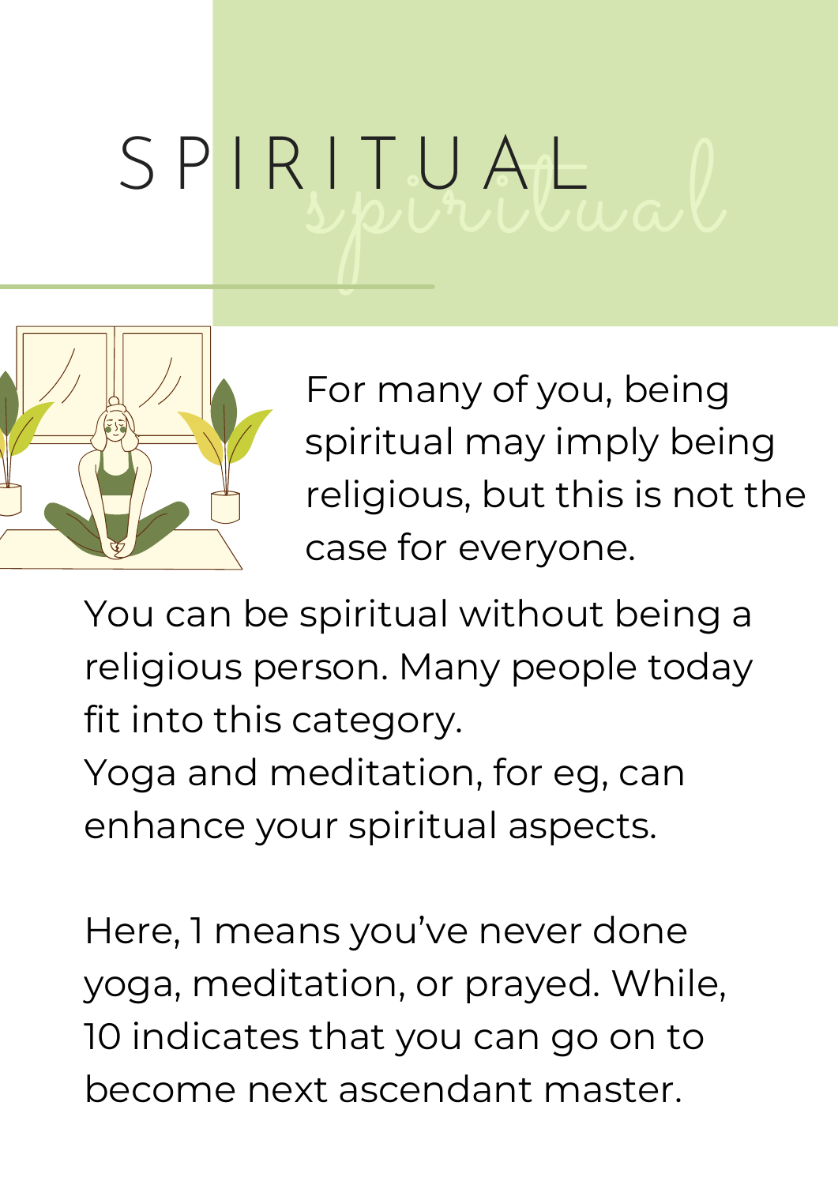# SPIRITUAL

For many of you, being spiritual may imply being religious, but this is not the case for everyone.

You can be spiritual without being a religious person. Many people today fit into this category.
Yoga and meditation, for eg, can enhance your spiritual aspects.

Here, 1 means you've never done yoga, meditation, or prayed. While, 10 indicates that you can go on to become next ascendant master.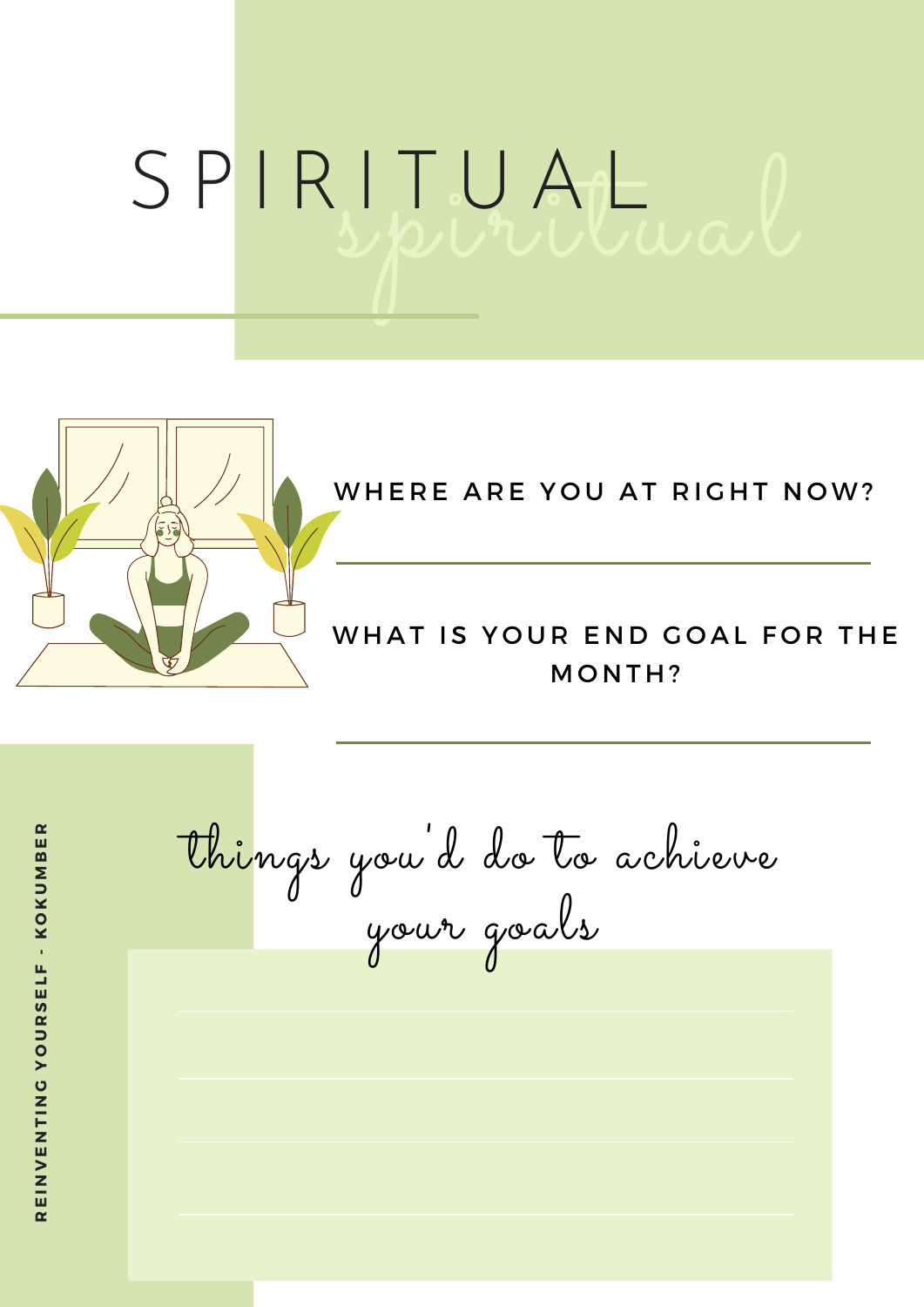# SPIRITUAL

*spiritual*

WHERE ARE YOU AT RIGHT NOW?

WHAT IS YOUR END GOAL FOR THE MONTH?

*things you'd do to achieve your goals*

REINVENTING YOURSELF - KOKUMBER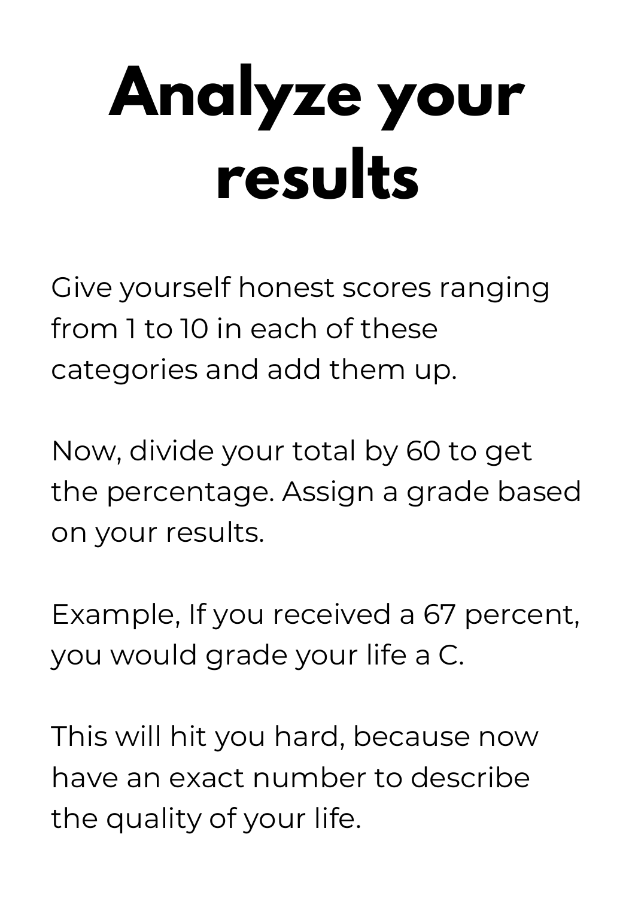# Analyze your results

Give yourself honest scores ranging from 1 to 10 in each of these categories and add them up.

Now, divide your total by 60 to get the percentage. Assign a grade based on your results.

Example, If you received a 67 percent, you would grade your life a C.

This will hit you hard, because now have an exact number to describe the quality of your life.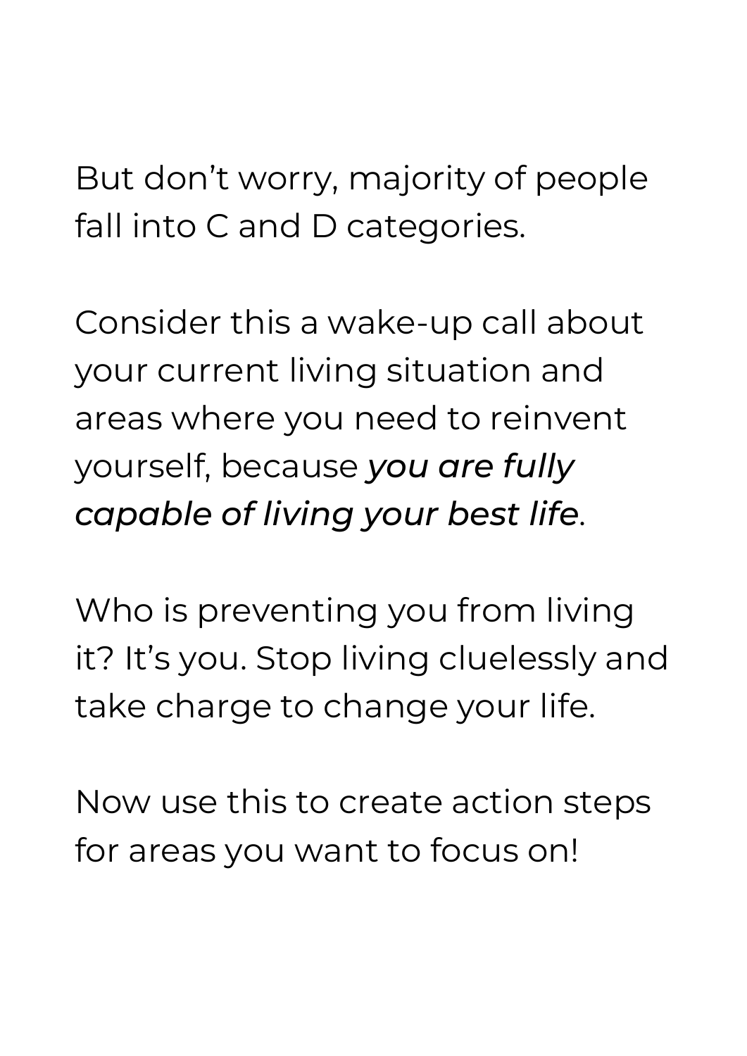But don't worry, majority of people fall into C and D categories.

Consider this a wake-up call about your current living situation and areas where you need to reinvent yourself, because ***you are fully capable of living your best life***.

Who is preventing you from living it? It's you. Stop living cluelessly and take charge to change your life.

Now use this to create action steps for areas you want to focus on!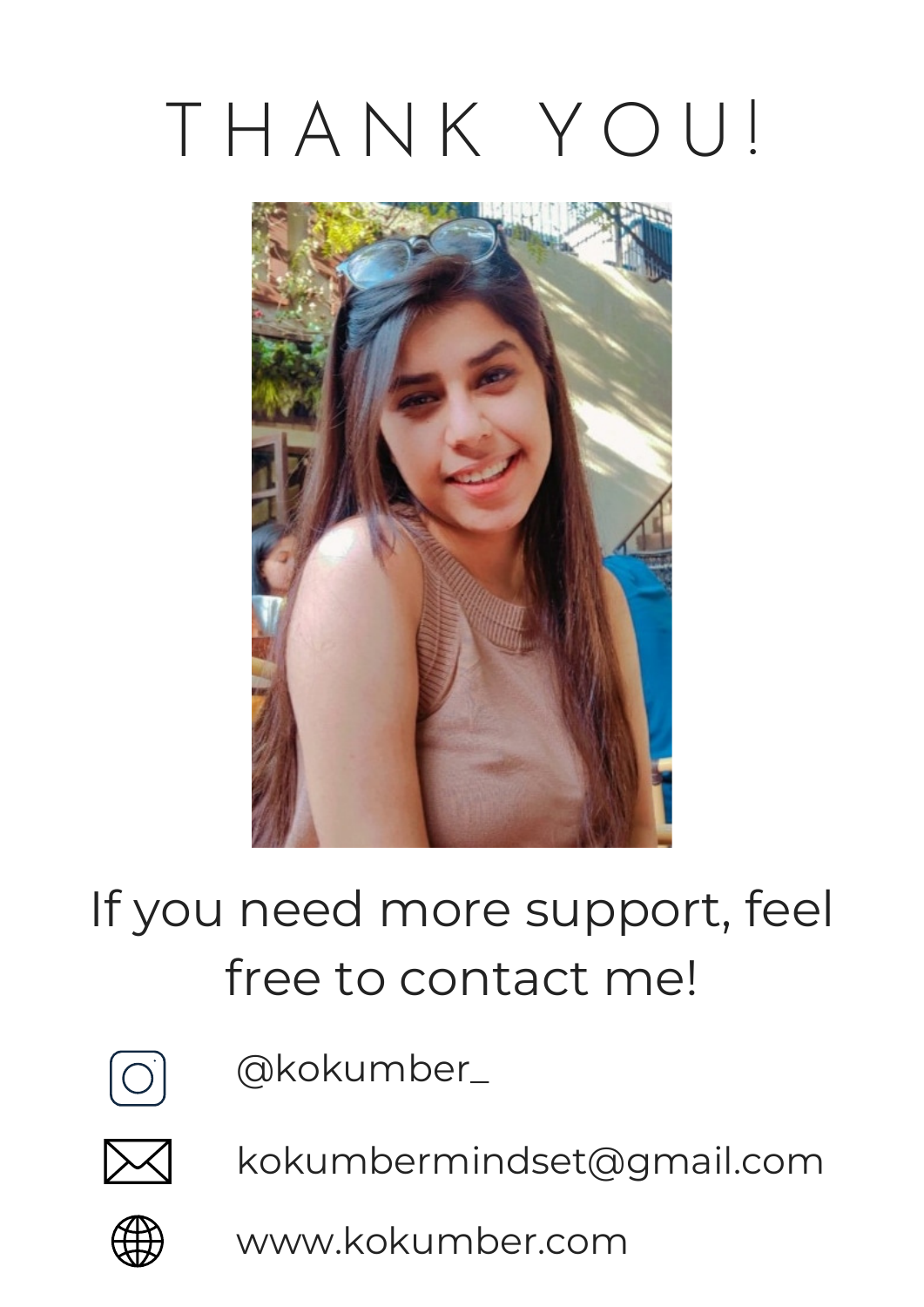# THANK YOU!

If you need more support, feel free to contact me!

@kokumber_

kokumbermindset@gmail.com

www.kokumber.com